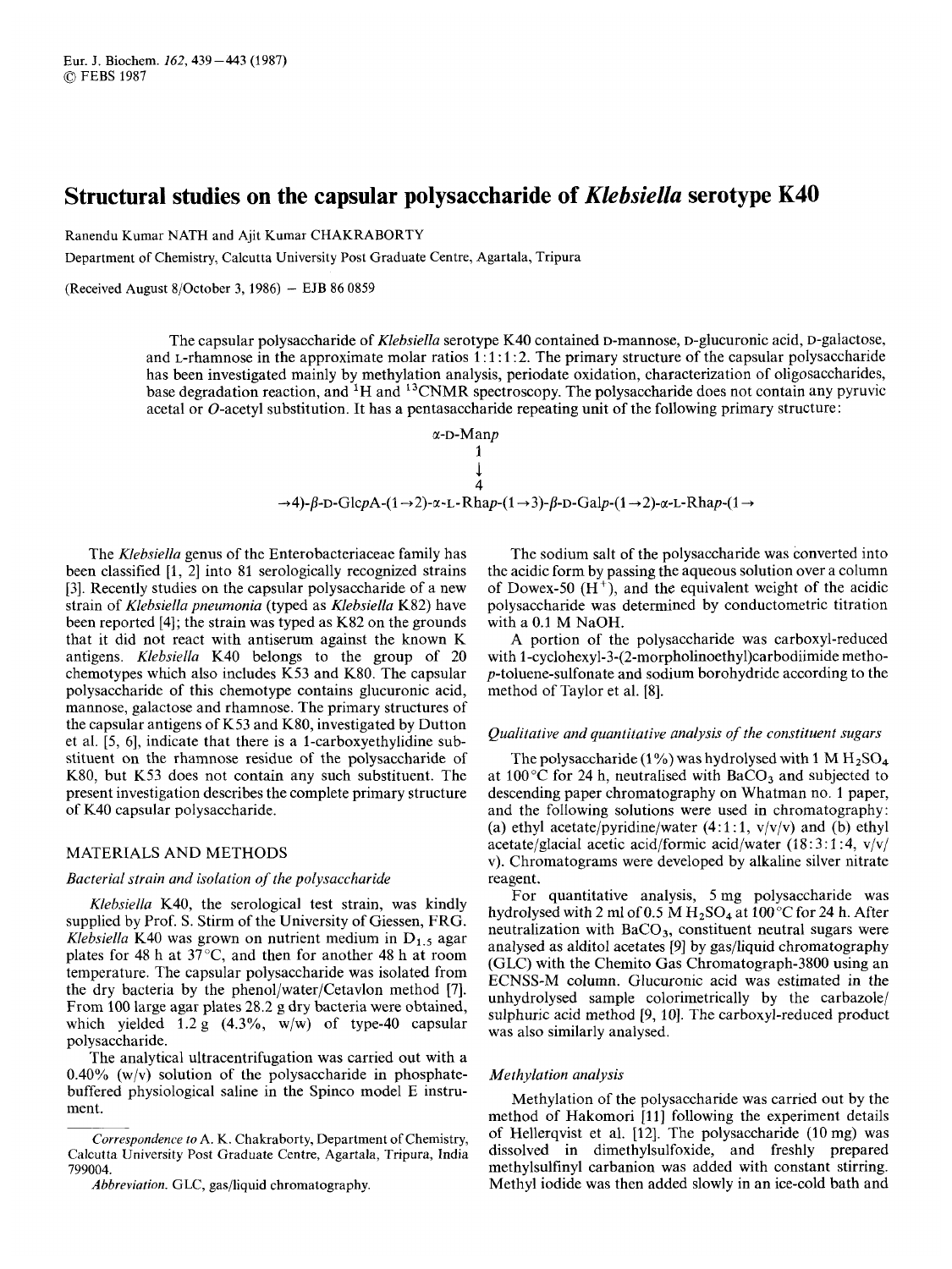# Structural studies on the capsular polysaccharide of *Klebsiella* serotype K40

Ranendu Kumar NATH and Ajit Kumar CHAKRABORTY

Department of Chemistry, Calcutta University Post Graduate Centre, Agartala, Tripura

(Received August 8/October 3, 1986) – EJB 86 0859

The capsular polysaccharide of *Klebsiella* serotype K40 contained D-mannose, D-glucuronic acid, D-galactose, and L-rhamnose in the approximate molar ratios 1:1:1:2. The primary structure of the capsular polysaccharide has been investigated mainly by methylation analysis, periodate oxidation, characterization of oligosaccharides, base degradation reaction, and $^1$H and $^{13}$CNMR spectroscopy. The polysaccharide does not contain any pyruvic acetal or *O*-acetyl substitution. It has a pentasaccharide repeating unit of the following primary structure:

```
                  α-D-Manp
                     1
                     ↓
                     4
→4)-β-D-GlcpA-(1→2)-α-L-Rhap-(1→3)-β-D-Galp-(1→2)-α-L-Rhap-(1→
```

The *Klebsiella* genus of the Enterobacteriaceae family has been classified [1, 2] into 81 serologically recognized strains [3]. Recently studies on the capsular polysaccharide of a new strain of *Klebsiella pneumonia* (typed as *Klebsiella* K82) have been reported [4]; the strain was typed as K82 on the grounds that it did not react with antiserum against the known K antigens. *Klebsiella* K40 belongs to the group of 20 chemotypes which also includes K53 and K80. The capsular polysaccharide of this chemotype contains glucuronic acid, mannose, galactose and rhamnose. The primary structures of the capsular antigens of K53 and K80, investigated by Dutton et al. [5, 6], indicate that there is a 1-carboxyethylidine substituent on the rhamnose residue of the polysaccharide of K80, but K53 does not contain any such substituent. The present investigation describes the complete primary structure of K40 capsular polysaccharide.

## MATERIALS AND METHODS

### *Bacterial strain and isolation of the polysaccharide*

*Klebsiella* K40, the serological test strain, was kindly supplied by Prof. S. Stirm of the University of Giessen, FRG. *Klebsiella* K40 was grown on nutrient medium in $D_{1.5}$ agar plates for 48 h at 37°C, and then for another 48 h at room temperature. The capsular polysaccharide was isolated from the dry bacteria by the phenol/water/Cetavlon method [7]. From 100 large agar plates 28.2 g dry bacteria were obtained, which yielded 1.2 g (4.3%, w/w) of type-40 capsular polysaccharide.

The analytical ultracentrifugation was carried out with a 0.40% (w/v) solution of the polysaccharide in phosphate-buffered physiological saline in the Spinco model E instrument.

The sodium salt of the polysaccharide was converted into the acidic form by passing the aqueous solution over a column of Dowex-50 ($H^+$), and the equivalent weight of the acidic polysaccharide was determined by conductometric titration with a 0.1 M NaOH.

A portion of the polysaccharide was carboxyl-reduced with 1-cyclohexyl-3-(2-morpholinoethyl)carbodiimide metho-*p*-toluene-sulfonate and sodium borohydride according to the method of Taylor et al. [8].

### *Qualitative and quantitative analysis of the constituent sugars*

The polysaccharide (1%) was hydrolysed with 1 M $H_2SO_4$ at 100°C for 24 h, neutralised with $BaCO_3$ and subjected to descending paper chromatography on Whatman no. 1 paper, and the following solutions were used in chromatography: (a) ethyl acetate/pyridine/water (4:1:1, v/v/v) and (b) ethyl acetate/glacial acetic acid/formic acid/water (18:3:1:4, v/v/v). Chromatograms were developed by alkaline silver nitrate reagent.

For quantitative analysis, 5 mg polysaccharide was hydrolysed with 2 ml of 0.5 M $H_2SO_4$ at 100°C for 24 h. After neutralization with $BaCO_3$, constituent neutral sugars were analysed as alditol acetates [9] by gas/liquid chromatography (GLC) with the Chemito Gas Chromatograph-3800 using an ECNSS-M column. Glucuronic acid was estimated in the unhydrolysed sample colorimetrically by the carbazole/sulphuric acid method [9, 10]. The carboxyl-reduced product was also similarly analysed.

### *Methylation analysis*

Methylation of the polysaccharide was carried out by the method of Hakomori [11] following the experiment details of Hellerqvist et al. [12]. The polysaccharide (10 mg) was dissolved in dimethylsulfoxide, and freshly prepared methylsulfinyl carbanion was added with constant stirring. Methyl iodide was then added slowly in an ice-cold bath and

---

*Correspondence to* A. K. Chakraborty, Department of Chemistry, Calcutta University Post Graduate Centre, Agartala, Tripura, India 799004.

*Abbreviation.* GLC, gas/liquid chromatography.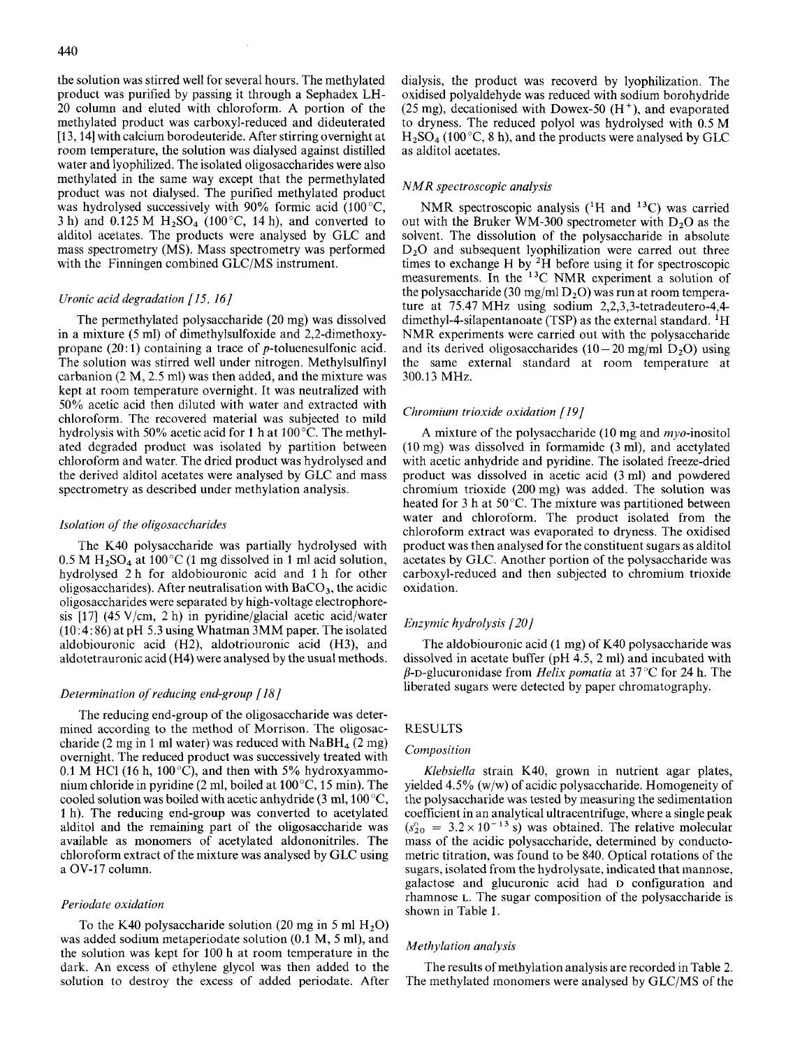the solution was stirred well for several hours. The methylated product was purified by passing it through a Sephadex LH-20 column and eluted with chloroform. A portion of the methylated product was carboxyl-reduced and dideuterated [13, 14] with calcium borodeuteride. After stirring overnight at room temperature, the solution was dialysed against distilled water and lyophilized. The isolated oligosaccharides were also methylated in the same way except that the permethylated product was not dialysed. The purified methylated product was hydrolysed successively with 90% formic acid (100 °C, 3 h) and 0.125 M $H_2SO_4$ (100 °C, 14 h), and converted to alditol acetates. The products were analysed by GLC and mass spectrometry (MS). Mass spectrometry was performed with the Finningen combined GLC/MS instrument.

### *Uronic acid degradation [15, 16]*

The permethylated polysaccharide (20 mg) was dissolved in a mixture (5 ml) of dimethylsulfoxide and 2,2-dimethoxypropane (20:1) containing a trace of *p*-toluenesulfonic acid. The solution was stirred well under nitrogen. Methylsulfinyl carbanion (2 M, 2.5 ml) was then added, and the mixture was kept at room temperature overnight. It was neutralized with 50% acetic acid then diluted with water and extracted with chloroform. The recovered material was subjected to mild hydrolysis with 50% acetic acid for 1 h at 100 °C. The methylated degraded product was isolated by partition between chloroform and water. The dried product was hydrolysed and the derived alditol acetates were analysed by GLC and mass spectrometry as described under methylation analysis.

### *Isolation of the oligosaccharides*

The K40 polysaccharide was partially hydrolysed with 0.5 M $H_2SO_4$ at 100 °C (1 mg dissolved in 1 ml acid solution, hydrolysed 2 h for aldobiouronic acid and 1 h for other oligosaccharides). After neutralisation with $BaCO_3$, the acidic oligosaccharides were separated by high-voltage electrophoresis [17] (45 V/cm, 2 h) in pyridine/glacial acetic acid/water (10:4:86) at pH 5.3 using Whatman 3MM paper. The isolated aldobiouronic acid (H2), aldotriouronic acid (H3), and aldotetrauronic acid (H4) were analysed by the usual methods.

### *Determination of reducing end-group [18]*

The reducing end-group of the oligosaccharide was determined according to the method of Morrison. The oligosaccharide (2 mg in 1 ml water) was reduced with $NaBH_4$ (2 mg) overnight. The reduced product was successively treated with 0.1 M HCl (16 h, 100 °C), and then with 5% hydroxyammonium chloride in pyridine (2 ml, boiled at 100 °C, 15 min). The cooled solution was boiled with acetic anhydride (3 ml, 100 °C, 1 h). The reducing end-group was converted to acetylated alditol and the remaining part of the oligosaccharide was available as monomers of acetylated aldononitriles. The chloroform extract of the mixture was analysed by GLC using a OV-17 column.

### *Periodate oxidation*

To the K40 polysaccharide solution (20 mg in 5 ml $H_2O$) was added sodium metaperiodate solution (0.1 M, 5 ml), and the solution was kept for 100 h at room temperature in the dark. An excess of ethylene glycol was then added to the solution to destroy the excess of added periodate. After dialysis, the product was recoverd by lyophilization. The oxidised polyaldehyde was reduced with sodium borohydride (25 mg), decationised with Dowex-50 ($H^+$), and evaporated to dryness. The reduced polyol was hydrolysed with 0.5 M $H_2SO_4$ (100 °C, 8 h), and the products were analysed by GLC as alditol acetates.

### *NMR spectroscopic analysis*

NMR spectroscopic analysis ($^1H$ and $^{13}C$) was carried out with the Bruker WM-300 spectrometer with $D_2O$ as the solvent. The dissolution of the polysaccharide in absolute $D_2O$ and subsequent lyophilization were carred out three times to exchange H by $^2H$ before using it for spectroscopic measurements. In the $^{13}C$ NMR experiment a solution of the polysaccharide (30 mg/ml $D_2O$) was run at room temperature at 75.47 MHz using sodium 2,2,3,3-tetradeutero-4,4-dimethyl-4-silapentanoate (TSP) as the external standard. $^1H$ NMR experiments were carried out with the polysaccharide and its derived oligosaccharides (10–20 mg/ml $D_2O$) using the same external standard at room temperature at 300.13 MHz.

### *Chromium trioxide oxidation [19]*

A mixture of the polysaccharide (10 mg and *myo*-inositol (10 mg) was dissolved in formamide (3 ml), and acetylated with acetic anhydride and pyridine. The isolated freeze-dried product was dissolved in acetic acid (3 ml) and powdered chromium trioxide (200 mg) was added. The solution was heated for 3 h at 50 °C. The mixture was partitioned between water and chloroform. The product isolated from the chloroform extract was evaporated to dryness. The oxidised product was then analysed for the constituent sugars as alditol acetates by GLC. Another portion of the polysaccharide was carboxyl-reduced and then subjected to chromium trioxide oxidation.

### *Enzymic hydrolysis [20]*

The aldobiouronic acid (1 mg) of K40 polysaccharide was dissolved in acetate buffer (pH 4.5, 2 ml) and incubated with β-D-glucuronidase from *Helix pomatia* at 37 °C for 24 h. The liberated sugars were detected by paper chromatography.

## RESULTS

### *Composition*

*Klebsiella* strain K40, grown in nutrient agar plates, yielded 4.5% (w/w) of acidic polysaccharide. Homogeneity of the polysaccharide was tested by measuring the sedimentation coefficient in an analytical ultracentrifuge, where a single peak ($s^0_{20} = 3.2 \times 10^{-13}$ s) was obtained. The relative molecular mass of the acidic polysaccharide, determined by conductometric titration, was found to be 840. Optical rotations of the sugars, isolated from the hydrolysate, indicated that mannose, galactose and glucuronic acid had D configuration and rhamnose L. The sugar composition of the polysaccharide is shown in Table 1.

### *Methylation analysis*

The results of methylation analysis are recorded in Table 2. The methylated monomers were analysed by GLC/MS of the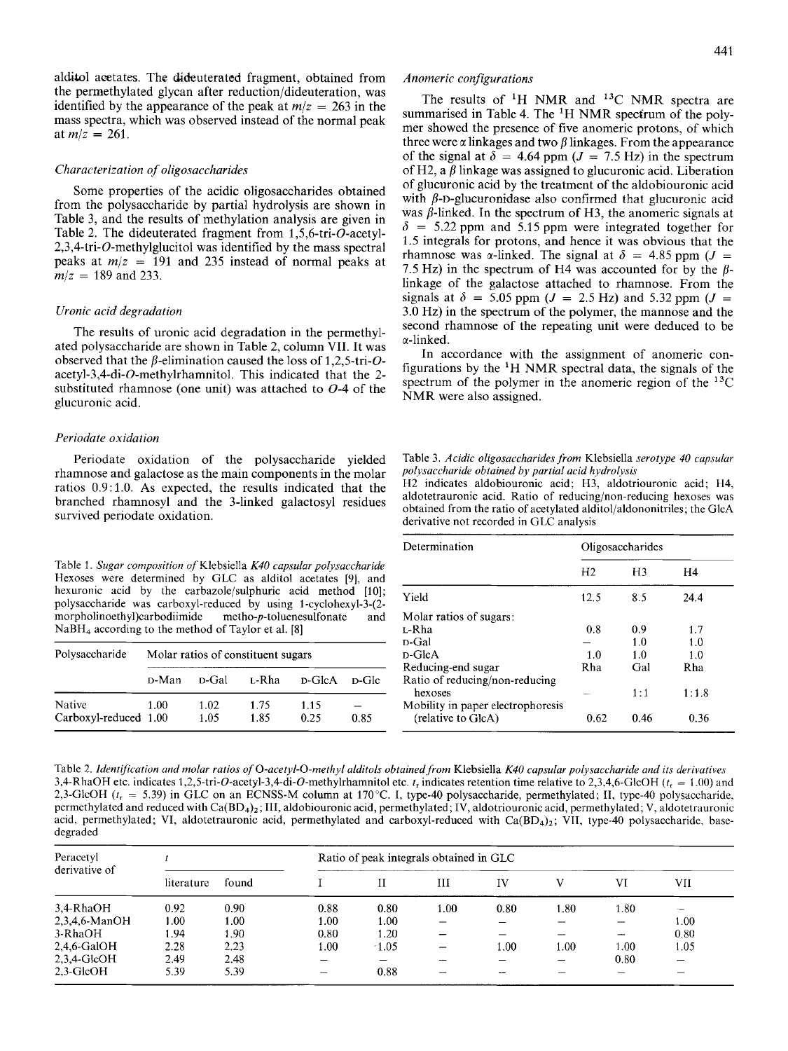alditol acetates. The dideuterated fragment, obtained from the permethylated glycan after reduction/dideuteration, was identified by the appearance of the peak at $m/z = 263$ in the mass spectra, which was observed instead of the normal peak at $m/z = 261$.

### Characterization of oligosaccharides

Some properties of the acidic oligosaccharides obtained from the polysaccharide by partial hydrolysis are shown in Table 3, and the results of methylation analysis are given in Table 2. The dideuterated fragment from 1,5,6-tri-*O*-acetyl-2,3,4-tri-*O*-methylglucitol was identified by the mass spectral peaks at $m/z = 191$ and 235 instead of normal peaks at $m/z = 189$ and 233.

### Uronic acid degradation

The results of uronic acid degradation in the permethylated polysaccharide are shown in Table 2, column VII. It was observed that the β-elimination caused the loss of 1,2,5-tri-*O*-acetyl-3,4-di-*O*-methylrhamnitol. This indicated that the 2-substituted rhamnose (one unit) was attached to *O*-4 of the glucuronic acid.

### Periodate oxidation

Periodate oxidation of the polysaccharide yielded rhamnose and galactose as the main components in the molar ratios 0.9:1.0. As expected, the results indicated that the branched rhamnosyl and the 3-linked galactosyl residues survived periodate oxidation.

### Anomeric configurations

The results of $^{1}$H NMR and $^{13}$C NMR spectra are summarised in Table 4. The $^{1}$H NMR spectrum of the polymer showed the presence of five anomeric protons, of which three were α linkages and two β linkages. From the appearance of the signal at $\delta = 4.64$ ppm ($J = 7.5$ Hz) in the spectrum of H2, a β linkage was assigned to glucuronic acid. Liberation of glucuronic acid by the treatment of the aldobiouronic acid with β-D-glucuronidase also confirmed that glucuronic acid was β-linked. In the spectrum of H3, the anomeric signals at $\delta = 5.22$ ppm and 5.15 ppm were integrated together for 1.5 integrals for protons, and hence it was obvious that the rhamnose was α-linked. The signal at $\delta = 4.85$ ppm ($J = 7.5$ Hz) in the spectrum of H4 was accounted for by the β-linkage of the galactose attached to rhamnose. From the signals at $\delta = 5.05$ ppm ($J = 2.5$ Hz) and 5.32 ppm ($J = 3.0$ Hz) in the spectrum of the polymer, the mannose and the second rhamnose of the repeating unit were deduced to be α-linked.

In accordance with the assignment of anomeric configurations by the $^{1}$H NMR spectral data, the signals of the spectrum of the polymer in the anomeric region of the $^{13}$C NMR were also assigned.

Table 1. *Sugar composition of* Klebsiella *K40 capsular polysaccharide*
Hexoses were determined by GLC as alditol acetates [9], and hexuronic acid by the carbazole/sulphuric acid method [10]; polysaccharide was carboxyl-reduced by using 1-cyclohexyl-3-(2-morpholinoethyl)carbodiimide metho-*p*-toluenesulfonate and $NaBH_4$ according to the method of Taylor et al. [8]

| Polysaccharide | Molar ratios of constituent sugars | | | | |
|---|---|---|---|---|---|
| | D-Man | D-Gal | L-Rha | D-GlcA | D-Glc |
| Native | 1.00 | 1.02 | 1.75 | 1.15 | – |
| Carboxyl-reduced | 1.00 | 1.05 | 1.85 | 0.25 | 0.85 |

Table 3. *Acidic oligosaccharides from* Klebsiella *serotype 40 capsular polysaccharide obtained by partial acid hydrolysis*
H2 indicates aldobiouronic acid; H3, aldotriouronic acid; H4, aldotetrauronic acid. Ratio of reducing/non-reducing hexoses was obtained from the ratio of acetylated alditol/aldononitriles; the GlcA derivative not recorded in GLC analysis

| Determination | Oligosaccharides | | |
|---|---|---|---|
| | H2 | H3 | H4 |
| Yield | 12.5 | 8.5 | 24.4 |
| Molar ratios of sugars: | | | |
| L-Rha | 0.8 | 0.9 | 1.7 |
| D-Gal | – | 1.0 | 1.0 |
| D-GlcA | 1.0 | 1.0 | 1.0 |
| Reducing-end sugar | Rha | Gal | Rha |
| Ratio of reducing/non-reducing hexoses | – | 1:1 | 1:1.8 |
| Mobility in paper electrophoresis (relative to GlcA) | 0.62 | 0.46 | 0.36 |

Table 2. *Identification and molar ratios of* O*-acetyl-*O*-methyl alditols obtained from* Klebsiella *K40 capsular polysaccharide and its derivatives*
3,4-RhaOH etc. indicates 1,2,5-tri-*O*-acetyl-3,4-di-*O*-methylrhamnitol etc. $t_r$ indicates retention time relative to 2,3,4,6-GlcOH ($t_r = 1.00$) and 2,3-GlcOH ($t_r = 5.39$) in GLC on an ECNSS-M column at 170°C. I, type-40 polysaccharide, permethylated; II, type-40 polysaccharide, permethylated and reduced with $Ca(BD_4)_2$; III, aldobiouronic acid, permethylated; IV, aldotriouronic acid, permethylated; V, aldotetrauronic acid, permethylated; VI, aldotetrauronic acid, permethylated and carboxyl-reduced with $Ca(BD_4)_2$; VII, type-40 polysaccharide, base-degraded

| Peracetyl derivative of | $t$ | | Ratio of peak integrals obtained in GLC | | | | | | |
|---|---|---|---|---|---|---|---|---|---|
| | literature | found | I | II | III | IV | V | VI | VII |
| 3,4-RhaOH | 0.92 | 0.90 | 0.88 | 0.80 | 1.00 | 0.80 | 1.80 | 1.80 | – |
| 2,3,4,6-ManOH | 1.00 | 1.00 | 1.00 | 1.00 | – | – | – | – | 1.00 |
| 3-RhaOH | 1.94 | 1.90 | 0.80 | 1.20 | – | – | – | – | 0.80 |
| 2,4,6-GalOH | 2.28 | 2.23 | 1.00 | 1.05 | – | 1.00 | 1.00 | 1.00 | 1.05 |
| 2,3,4-GlcOH | 2.49 | 2.48 | – | – | – | – | – | 0.80 | – |
| 2,3-GlcOH | 5.39 | 5.39 | – | 0.88 | – | – | – | – | – |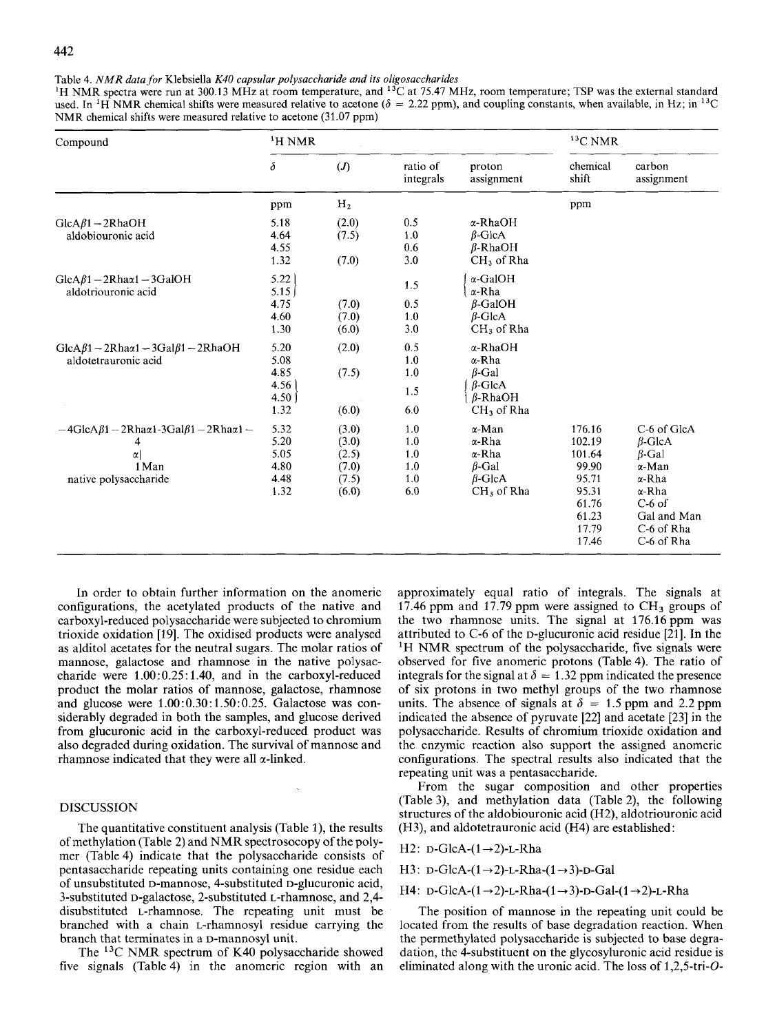Table 4. *NMR data for* Klebsiella *K40 capsular polysaccharide and its oligosaccharides*

$^1$H NMR spectra were run at 300.13 MHz at room temperature, and $^{13}$C at 75.47 MHz, room temperature; TSP was the external standard used. In $^1$H NMR chemical shifts were measured relative to acetone ($\delta$ = 2.22 ppm), and coupling constants, when available, in Hz; in $^{13}$C NMR chemical shifts were measured relative to acetone (31.07 ppm)

| Compound | $^1$H NMR | | | | $^{13}$C NMR | |
|---|---|---|---|---|---|---|
| | $\delta$ | ($J$) | ratio of integrals | proton assignment | chemical shift | carbon assignment |
| | ppm | $H_2$ | | | ppm | |
| GlcA$\beta$1 – 2RhaOH | 5.18 | (2.0) | 0.5 | $\alpha$-RhaOH | | |
| aldobiouronic acid | 4.64 | (7.5) | 1.0 | $\beta$-GlcA | | |
| | 4.55 | | 0.6 | $\beta$-RhaOH | | |
| | 1.32 | (7.0) | 3.0 | $CH_3$ of Rha | | |
| GlcA$\beta$1 – 2Rha$\alpha$1 – 3GalOH | 5.22 | | 1.5 | $\alpha$-GalOH | | |
| aldotriouronic acid | 5.15 | | | $\alpha$-Rha | | |
| | 4.75 | (7.0) | 0.5 | $\beta$-GalOH | | |
| | 4.60 | (7.0) | 1.0 | $\beta$-GlcA | | |
| | 1.30 | (6.0) | 3.0 | $CH_3$ of Rha | | |
| GlcA$\beta$1 – 2Rha$\alpha$1 – 3Gal$\beta$1 – 2RhaOH | 5.20 | (2.0) | 0.5 | $\alpha$-RhaOH | | |
| aldotetrauronic acid | 5.08 | | 1.0 | $\alpha$-Rha | | |
| | 4.85 | (7.5) | 1.0 | $\beta$-Gal | | |
| | 4.56 | | 1.5 | $\beta$-GlcA | | |
| | 4.50 | | | $\beta$-RhaOH | | |
| | 1.32 | (6.0) | 6.0 | $CH_3$ of Rha | | |
| –4GlcA$\beta$1 – 2Rha$\alpha$1-3Gal$\beta$1 – 2Rha$\alpha$1 – | 5.32 | (3.0) | 1.0 | $\alpha$-Man | 176.16 | C-6 of GlcA |
| 4 | 5.20 | (3.0) | 1.0 | $\alpha$-Rha | 102.19 | $\beta$-GlcA |
| $\alpha$\| | 5.05 | (2.5) | 1.0 | $\alpha$-Rha | 101.64 | $\beta$-Gal |
| 1 Man | 4.80 | (7.0) | 1.0 | $\beta$-Gal | 99.90 | $\alpha$-Man |
| native polysaccharide | 4.48 | (7.5) | 1.0 | $\beta$-GlcA | 95.71 | $\alpha$-Rha |
| | 1.32 | (6.0) | 6.0 | $CH_3$ of Rha | 95.31 | $\alpha$-Rha |
| | | | | | 61.76 | C-6 of |
| | | | | | 61.23 | Gal and Man |
| | | | | | 17.79 | C-6 of Rha |
| | | | | | 17.46 | C-6 of Rha |

In order to obtain further information on the anomeric configurations, the acetylated products of the native and carboxyl-reduced polysaccharide were subjected to chromium trioxide oxidation [19]. The oxidised products were analysed as alditol acetates for the neutral sugars. The molar ratios of mannose, galactose and rhamnose in the native polysaccharide were 1.00:0.25:1.40, and in the carboxyl-reduced product the molar ratios of mannose, galactose, rhamnose and glucose were 1.00:0.30:1.50:0.25. Galactose was considerably degraded in both the samples, and glucose derived from glucuronic acid in the carboxyl-reduced product was also degraded during oxidation. The survival of mannose and rhamnose indicated that they were all $\alpha$-linked.

## DISCUSSION

The quantitative constituent analysis (Table 1), the results of methylation (Table 2) and NMR spectrosocopy of the polymer (Table 4) indicate that the polysaccharide consists of pentasaccharide repeating units containing one residue each of unsubstituted D-mannose, 4-substituted D-glucuronic acid, 3-substituted D-galactose, 2-substituted L-rhamnose, and 2,4-disubstituted L-rhamnose. The repeating unit must be branched with a chain L-rhamnosyl residue carrying the branch that terminates in a D-mannosyl unit.

The $^{13}$C NMR spectrum of K40 polysaccharide showed five signals (Table 4) in the anomeric region with an approximately equal ratio of integrals. The signals at 17.46 ppm and 17.79 ppm were assigned to $CH_3$ groups of the two rhamnose units. The signal at 176.16 ppm was attributed to C-6 of the D-glucuronic acid residue [21]. In the $^1$H NMR spectrum of the polysaccharide, five signals were observed for five anomeric protons (Table 4). The ratio of integrals for the signal at $\delta$ = 1.32 ppm indicated the presence of six protons in two methyl groups of the two rhamnose units. The absence of signals at $\delta$ = 1.5 ppm and 2.2 ppm indicated the absence of pyruvate [22] and acetate [23] in the polysaccharide. Results of chromium trioxide oxidation and the enzymic reaction also support the assigned anomeric configurations. The spectral results also indicated that the repeating unit was a pentasaccharide.

From the sugar composition and other properties (Table 3), and methylation data (Table 2), the following structures of the aldobiouronic acid (H2), aldotriouronic acid (H3), and aldotetrauronic acid (H4) are established:

H2: D-GlcA-(1→2)-L-Rha

H3: D-GlcA-(1→2)-L-Rha-(1→3)-D-Gal

H4: D-GlcA-(1→2)-L-Rha-(1→3)-D-Gal-(1→2)-L-Rha

The position of mannose in the repeating unit could be located from the results of base degradation reaction. When the permethylated polysaccharide is subjected to base degradation, the 4-substituent on the glycosyluronic acid residue is eliminated along with the uronic acid. The loss of 1,2,5-tri-*O*-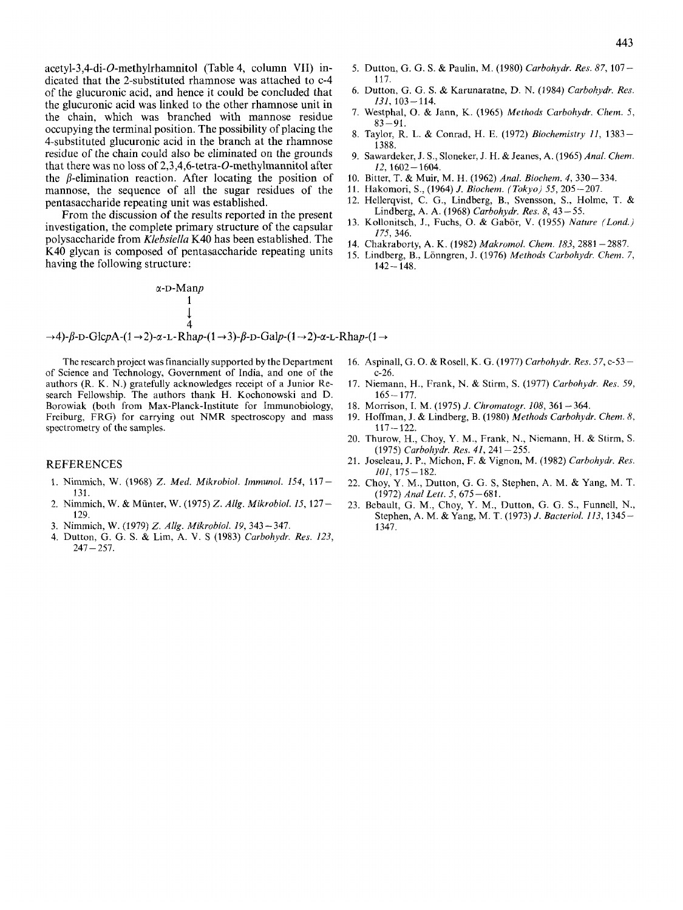acetyl-3,4-di-*O*-methylrhamnitol (Table 4, column VII) indicated that the 2-substituted rhamnose was attached to c-4 of the glucuronic acid, and hence it could be concluded that the glucuronic acid was linked to the other rhamnose unit in the chain, which was branched with mannose residue occupying the terminal position. The possibility of placing the 4-substituted glucuronic acid in the branch at the rhamnose residue of the chain could also be eliminated on the grounds that there was no loss of 2,3,4,6-tetra-*O*-methylmannitol after the $\beta$-elimination reaction. After locating the position of mannose, the sequence of all the sugar residues of the pentasaccharide repeating unit was established.

From the discussion of the results reported in the present investigation, the complete primary structure of the capsular polysaccharide from *Klebsiella* K40 has been established. The K40 glycan is composed of pentasaccharide repeating units having the following structure:

```
         α-D-Manp
            1
            ↓
            4
→4)-β-D-GlcpA-(1→2)-α-L-Rhap-(1→3)-β-D-Galp-(1→2)-α-L-Rhap-(1→
```

The research project was financially supported by the Department of Science and Technology, Government of India, and one of the authors (R. K. N.) gratefully acknowledges receipt of a Junior Research Fellowship. The authors thank H. Kochonowski and D. Borowiak (both from Max-Planck-Institute for Immunobiology, Freiburg, FRG) for carrying out NMR spectroscopy and mass spectrometry of the samples.

## REFERENCES

1. Nimmich, W. (1968) *Z. Med. Mikrobiol. Immunol. 154*, 117–131.
2. Nimmich, W. & Münter, W. (1975) *Z. Allg. Mikrobiol. 15*, 127–129.
3. Nimmich, W. (1979) *Z. Allg. Mikrobiol. 19*, 343–347.
4. Dutton, G. G. S. & Lim, A. V. S (1983) *Carbohydr. Res. 123*, 247–257.
5. Dutton, G. G. S. & Paulin, M. (1980) *Carbohydr. Res. 87*, 107–117.
6. Dutton, G. G. S. & Karunaratne, D. N. (1984) *Carbohydr. Res. 131*, 103–114.
7. Westphal, O. & Jann, K. (1965) *Methods Carbohydr. Chem. 5*, 83–91.
8. Taylor, R. L. & Conrad, H. E. (1972) *Biochemistry 11*, 1383–1388.
9. Sawardeker, J. S., Sloneker, J. H. & Jeanes, A. (1965) *Anal. Chem. 12*, 1602–1604.
10. Bitter, T. & Muir, M. H. (1962) *Anal. Biochem. 4*, 330–334.
11. Hakomori, S., (1964) *J. Biochem. (Tokyo) 55*, 205–207.
12. Hellerqvist, C. G., Lindberg, B., Svensson, S., Holme, T. & Lindberg, A. A. (1968) *Carbohydr. Res. 8*, 43–55.
13. Kollonitsch, J., Fuchs, O. & Gabör, V. (1955) *Nature (Lond.) 175*, 346.
14. Chakraborty, A. K. (1982) *Makromol. Chem. 183*, 2881–2887.
15. Lindberg, B., Lönngren, J. (1976) *Methods Carbohydr. Chem. 7*, 142–148.
16. Aspinall, G. O. & Rosell, K. G. (1977) *Carbohydr. Res. 57*, c-53–c-26.
17. Niemann, H., Frank, N. & Stirm, S. (1977) *Carbohydr. Res. 59*, 165–177.
18. Morrison, I. M. (1975) *J. Chromatogr. 108*, 361–364.
19. Hoffman, J. & Lindberg, B. (1980) *Methods Carbohydr. Chem. 8*, 117–122.
20. Thurow, H., Choy, Y. M., Frank, N., Niemann, H. & Stirm, S. (1975) *Carbohydr. Res. 41*, 241–255.
21. Joseleau, J. P., Michon, F. & Vignon, M. (1982) *Carbohydr. Res. 101*, 175–182.
22. Choy, Y. M., Dutton, G. G. S, Stephen, A. M. & Yang, M. T. (1972) *Anal Lett. 5*, 675–681.
23. Bebault, G. M., Choy, Y. M., Dutton, G. G. S., Funnell, N., Stephen, A. M. & Yang, M. T. (1973) *J. Bacteriol. 113*, 1345–1347.